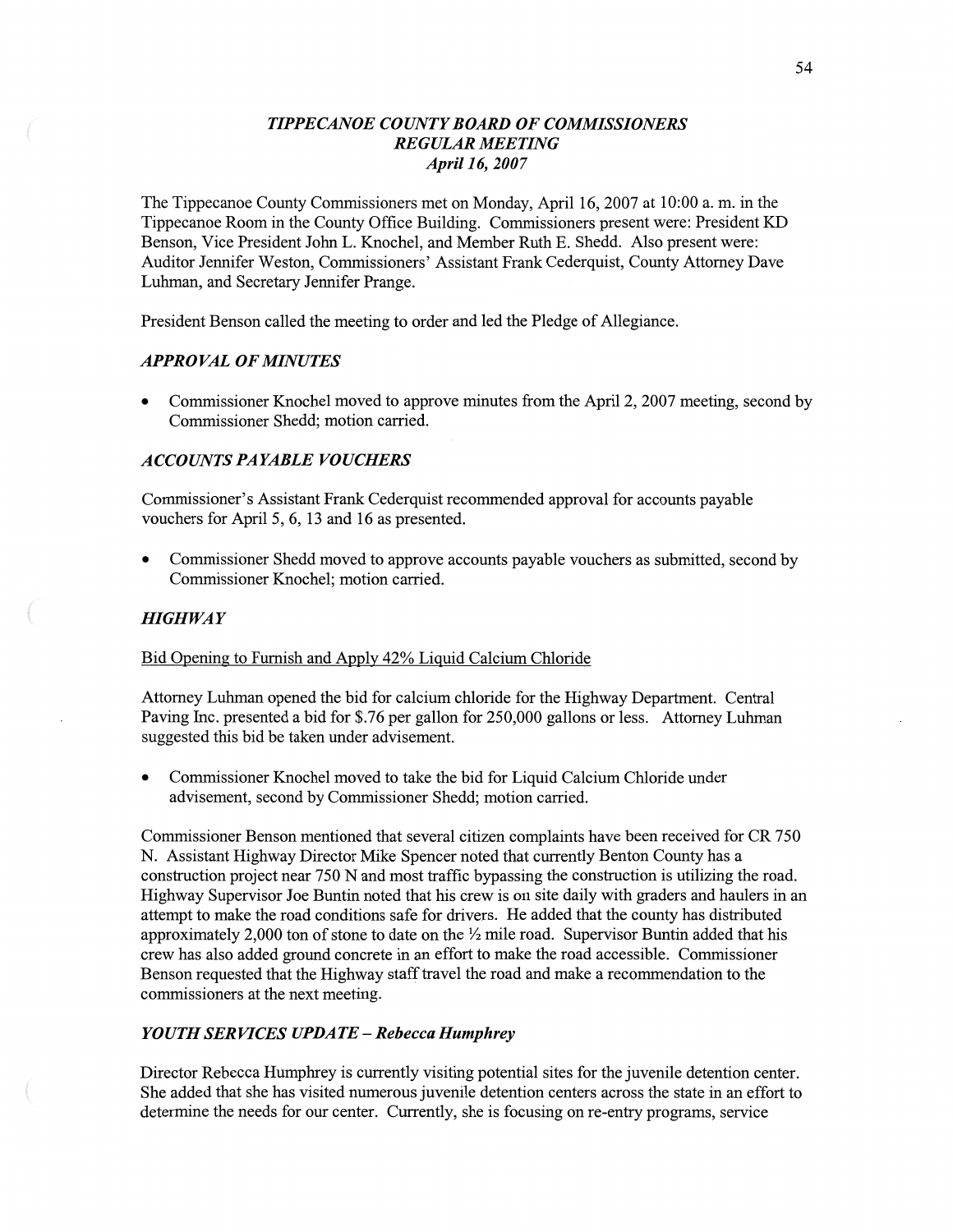# *TIPPECANOE COUNTY BOARD OF COMMISSIONERS*
## *REGULAR MEETING*
### *April 16, 2007*

The Tippecanoe County Commissioners met on Monday, April 16, 2007 at 10:00 a. m. in the Tippecanoe Room in the County Office Building. Commissioners present were: President KD Benson, Vice President John L. Knochel, and Member Ruth E. Shedd. Also present were: Auditor Jennifer Weston, Commissioners' Assistant Frank Cederquist, County Attorney Dave Luhman, and Secretary Jennifer Prange.

President Benson called the meeting to order and led the Pledge of Allegiance.

### *APPROVAL OF MINUTES*

- Commissioner Knochel moved to approve minutes from the April 2, 2007 meeting, second by Commissioner Shedd; motion carried.

### *ACCOUNTS PAYABLE VOUCHERS*

Commissioner's Assistant Frank Cederquist recommended approval for accounts payable vouchers for April 5, 6, 13 and 16 as presented.

- Commissioner Shedd moved to approve accounts payable vouchers as submitted, second by Commissioner Knochel; motion carried.

### *HIGHWAY*

Bid Opening to Furnish and Apply 42% Liquid Calcium Chloride

Attorney Luhman opened the bid for calcium chloride for the Highway Department. Central Paving Inc. presented a bid for $.76 per gallon for 250,000 gallons or less. Attorney Luhman suggested this bid be taken under advisement.

- Commissioner Knochel moved to take the bid for Liquid Calcium Chloride under advisement, second by Commissioner Shedd; motion carried.

Commissioner Benson mentioned that several citizen complaints have been received for CR 750 N. Assistant Highway Director Mike Spencer noted that currently Benton County has a construction project near 750 N and most traffic bypassing the construction is utilizing the road. Highway Supervisor Joe Buntin noted that his crew is on site daily with graders and haulers in an attempt to make the road conditions safe for drivers. He added that the county has distributed approximately 2,000 ton of stone to date on the ½ mile road. Supervisor Buntin added that his crew has also added ground concrete in an effort to make the road accessible. Commissioner Benson requested that the Highway staff travel the road and make a recommendation to the commissioners at the next meeting.

### *YOUTH SERVICES UPDATE – Rebecca Humphrey*

Director Rebecca Humphrey is currently visiting potential sites for the juvenile detention center. She added that she has visited numerous juvenile detention centers across the state in an effort to determine the needs for our center. Currently, she is focusing on re-entry programs, service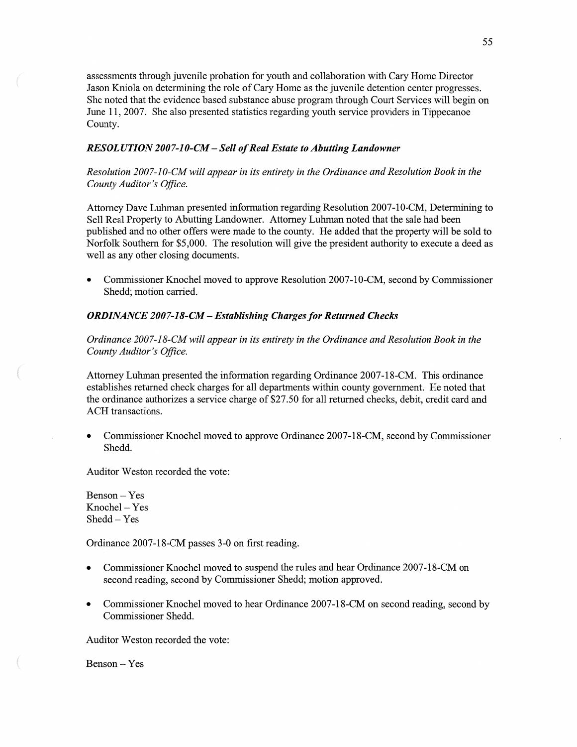assessments through juvenile probation for youth and collaboration with Cary Home Director Jason Kniola on determining the role of Cary Home as the juvenile detention center progresses. She noted that the evidence based substance abuse program through Court Services will begin on June 11, 2007. She also presented statistics regarding youth service providers in Tippecanoe County.

***RESOLUTION 2007-10-CM – Sell of Real Estate to Abutting Landowner***

*Resolution 2007-10-CM will appear in its entirety in the Ordinance and Resolution Book in the County Auditor's Office.*

Attorney Dave Luhman presented information regarding Resolution 2007-10-CM, Determining to Sell Real Property to Abutting Landowner. Attorney Luhman noted that the sale had been published and no other offers were made to the county. He added that the property will be sold to Norfolk Southern for $5,000. The resolution will give the president authority to execute a deed as well as any other closing documents.

- Commissioner Knochel moved to approve Resolution 2007-10-CM, second by Commissioner Shedd; motion carried.

***ORDINANCE 2007-18-CM – Establishing Charges for Returned Checks***

*Ordinance 2007-18-CM will appear in its entirety in the Ordinance and Resolution Book in the County Auditor's Office.*

Attorney Luhman presented the information regarding Ordinance 2007-18-CM. This ordinance establishes returned check charges for all departments within county government. He noted that the ordinance authorizes a service charge of $27.50 for all returned checks, debit, credit card and ACH transactions.

- Commissioner Knochel moved to approve Ordinance 2007-18-CM, second by Commissioner Shedd.

Auditor Weston recorded the vote:

Benson – Yes
Knochel – Yes
Shedd – Yes

Ordinance 2007-18-CM passes 3-0 on first reading.

- Commissioner Knochel moved to suspend the rules and hear Ordinance 2007-18-CM on second reading, second by Commissioner Shedd; motion approved.

- Commissioner Knochel moved to hear Ordinance 2007-18-CM on second reading, second by Commissioner Shedd.

Auditor Weston recorded the vote:

Benson – Yes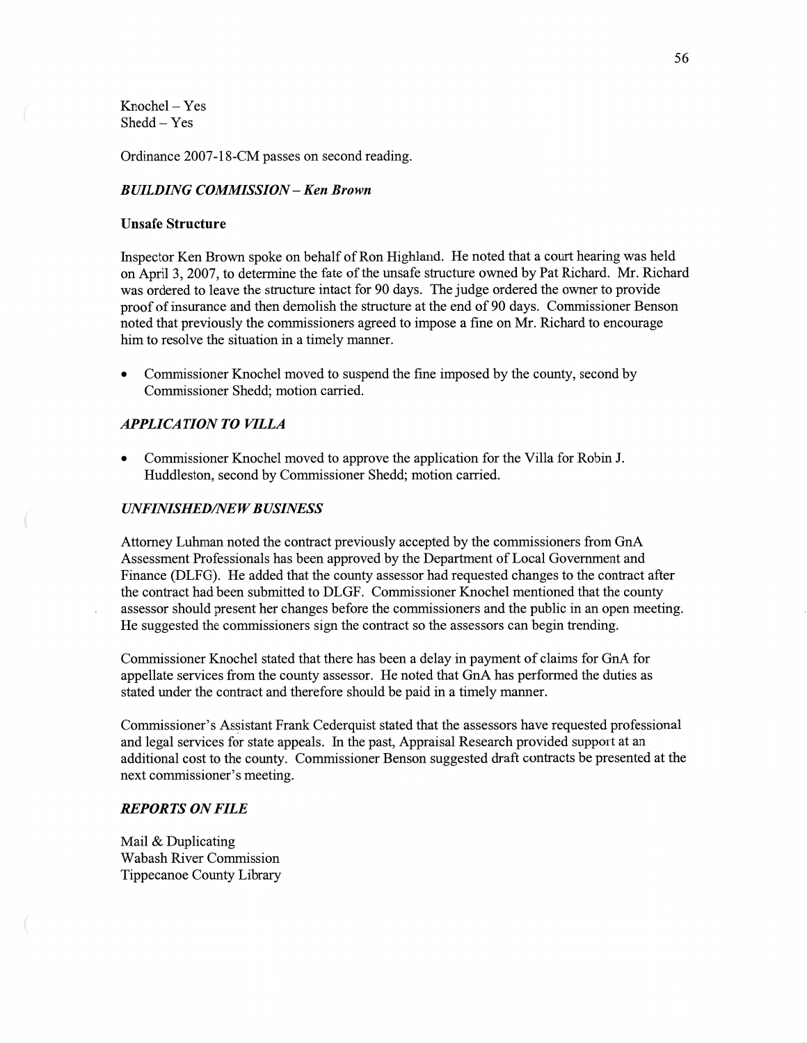Knochel – Yes
Shedd – Yes

Ordinance 2007-18-CM passes on second reading.

### *BUILDING COMMISSION – Ken Brown*

**Unsafe Structure**

Inspector Ken Brown spoke on behalf of Ron Highland. He noted that a court hearing was held on April 3, 2007, to determine the fate of the unsafe structure owned by Pat Richard. Mr. Richard was ordered to leave the structure intact for 90 days. The judge ordered the owner to provide proof of insurance and then demolish the structure at the end of 90 days. Commissioner Benson noted that previously the commissioners agreed to impose a fine on Mr. Richard to encourage him to resolve the situation in a timely manner.

- Commissioner Knochel moved to suspend the fine imposed by the county, second by Commissioner Shedd; motion carried.

### *APPLICATION TO VILLA*

- Commissioner Knochel moved to approve the application for the Villa for Robin J. Huddleston, second by Commissioner Shedd; motion carried.

### *UNFINISHED/NEW BUSINESS*

Attorney Luhman noted the contract previously accepted by the commissioners from GnA Assessment Professionals has been approved by the Department of Local Government and Finance (DLFG). He added that the county assessor had requested changes to the contract after the contract had been submitted to DLGF. Commissioner Knochel mentioned that the county assessor should present her changes before the commissioners and the public in an open meeting. He suggested the commissioners sign the contract so the assessors can begin trending.

Commissioner Knochel stated that there has been a delay in payment of claims for GnA for appellate services from the county assessor. He noted that GnA has performed the duties as stated under the contract and therefore should be paid in a timely manner.

Commissioner's Assistant Frank Cederquist stated that the assessors have requested professional and legal services for state appeals. In the past, Appraisal Research provided support at an additional cost to the county. Commissioner Benson suggested draft contracts be presented at the next commissioner's meeting.

### *REPORTS ON FILE*

Mail & Duplicating
Wabash River Commission
Tippecanoe County Library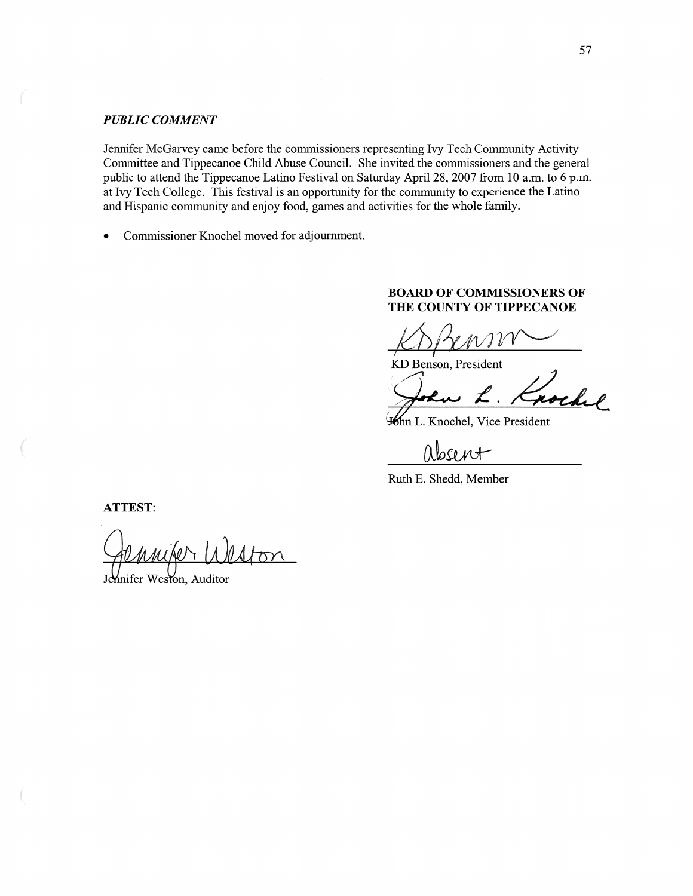*PUBLIC COMMENT*

Jennifer McGarvey came before the commissioners representing Ivy Tech Community Activity Committee and Tippecanoe Child Abuse Council. She invited the commissioners and the general public to attend the Tippecanoe Latino Festival on Saturday April 28, 2007 from 10 a.m. to 6 p.m. at Ivy Tech College. This festival is an opportunity for the community to experience the Latino and Hispanic community and enjoy food, games and activities for the whole family.

- Commissioner Knochel moved for adjournment.

**BOARD OF COMMISSIONERS OF THE COUNTY OF TIPPECANOE**

KD Benson, President

John L. Knochel, Vice President

absent

Ruth E. Shedd, Member

**ATTEST**:

Jennifer Weston, Auditor